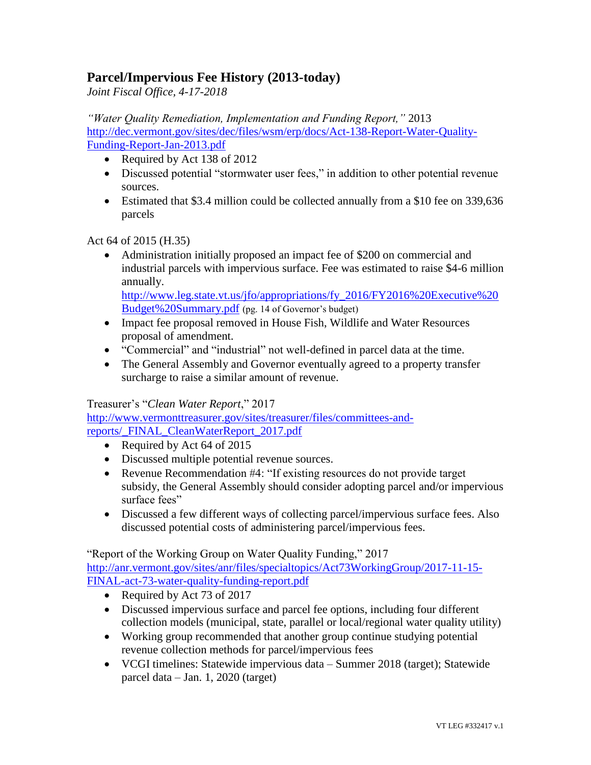## Parcel/Impervious Fee History (2013-today)

*Joint Fiscal Office, 4-17-2018*

*"Water Quality Remediation, Implementation and Funding Report,"* 2013
http://dec.vermont.gov/sites/dec/files/wsm/erp/docs/Act-138-Report-Water-Quality-Funding-Report-Jan-2013.pdf

- Required by Act 138 of 2012
- Discussed potential "stormwater user fees," in addition to other potential revenue sources.
- Estimated that $3.4 million could be collected annually from a $10 fee on 339,636 parcels

Act 64 of 2015 (H.35)

- Administration initially proposed an impact fee of $200 on commercial and industrial parcels with impervious surface. Fee was estimated to raise $4-6 million annually.
  http://www.leg.state.vt.us/jfo/appropriations/fy_2016/FY2016%20Executive%20Budget%20Summary.pdf (pg. 14 of Governor's budget)
- Impact fee proposal removed in House Fish, Wildlife and Water Resources proposal of amendment.
- "Commercial" and "industrial" not well-defined in parcel data at the time.
- The General Assembly and Governor eventually agreed to a property transfer surcharge to raise a similar amount of revenue.

Treasurer's "*Clean Water Report*," 2017
http://www.vermonttreasurer.gov/sites/treasurer/files/committees-and-reports/_FINAL_CleanWaterReport_2017.pdf

- Required by Act 64 of 2015
- Discussed multiple potential revenue sources.
- Revenue Recommendation #4: "If existing resources do not provide target subsidy, the General Assembly should consider adopting parcel and/or impervious surface fees"
- Discussed a few different ways of collecting parcel/impervious surface fees. Also discussed potential costs of administering parcel/impervious fees.

"Report of the Working Group on Water Quality Funding," 2017
http://anr.vermont.gov/sites/anr/files/specialtopics/Act73WorkingGroup/2017-11-15-FINAL-act-73-water-quality-funding-report.pdf

- Required by Act 73 of 2017
- Discussed impervious surface and parcel fee options, including four different collection models (municipal, state, parallel or local/regional water quality utility)
- Working group recommended that another group continue studying potential revenue collection methods for parcel/impervious fees
- VCGI timelines: Statewide impervious data – Summer 2018 (target); Statewide parcel data – Jan. 1, 2020 (target)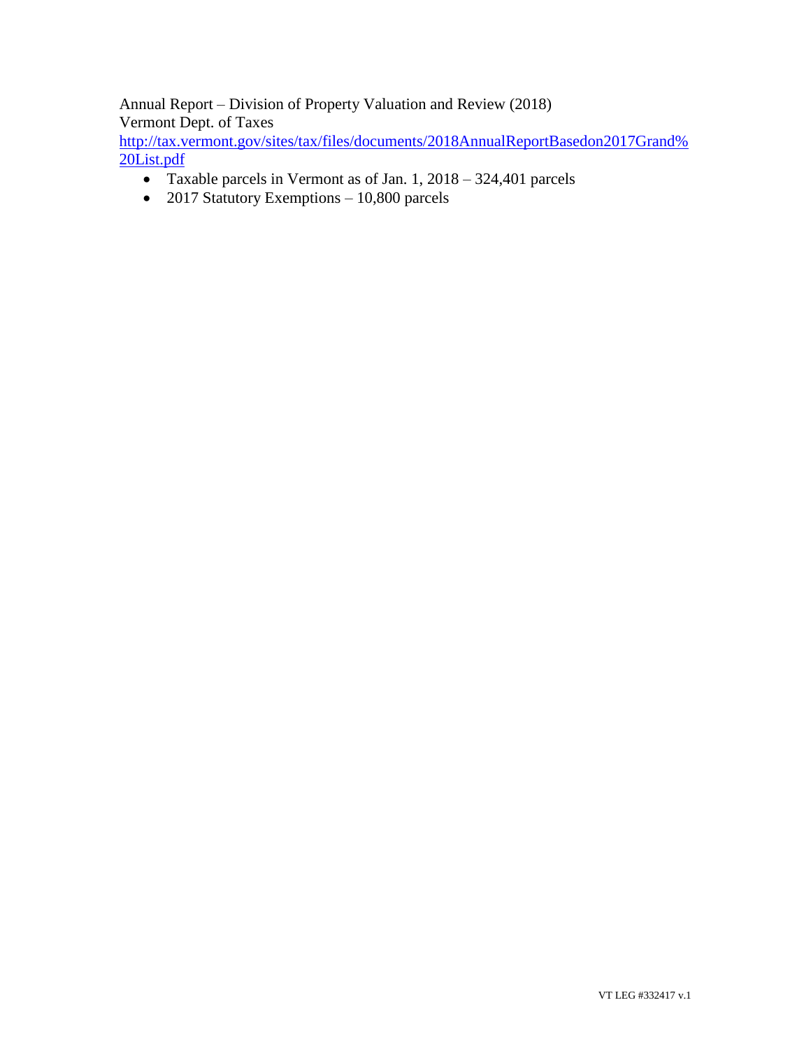Annual Report – Division of Property Valuation and Review (2018)
Vermont Dept. of Taxes
http://tax.vermont.gov/sites/tax/files/documents/2018AnnualReportBasedon2017Grand%20List.pdf

- Taxable parcels in Vermont as of Jan. 1, 2018 – 324,401 parcels
- 2017 Statutory Exemptions – 10,800 parcels

VT LEG #332417 v.1